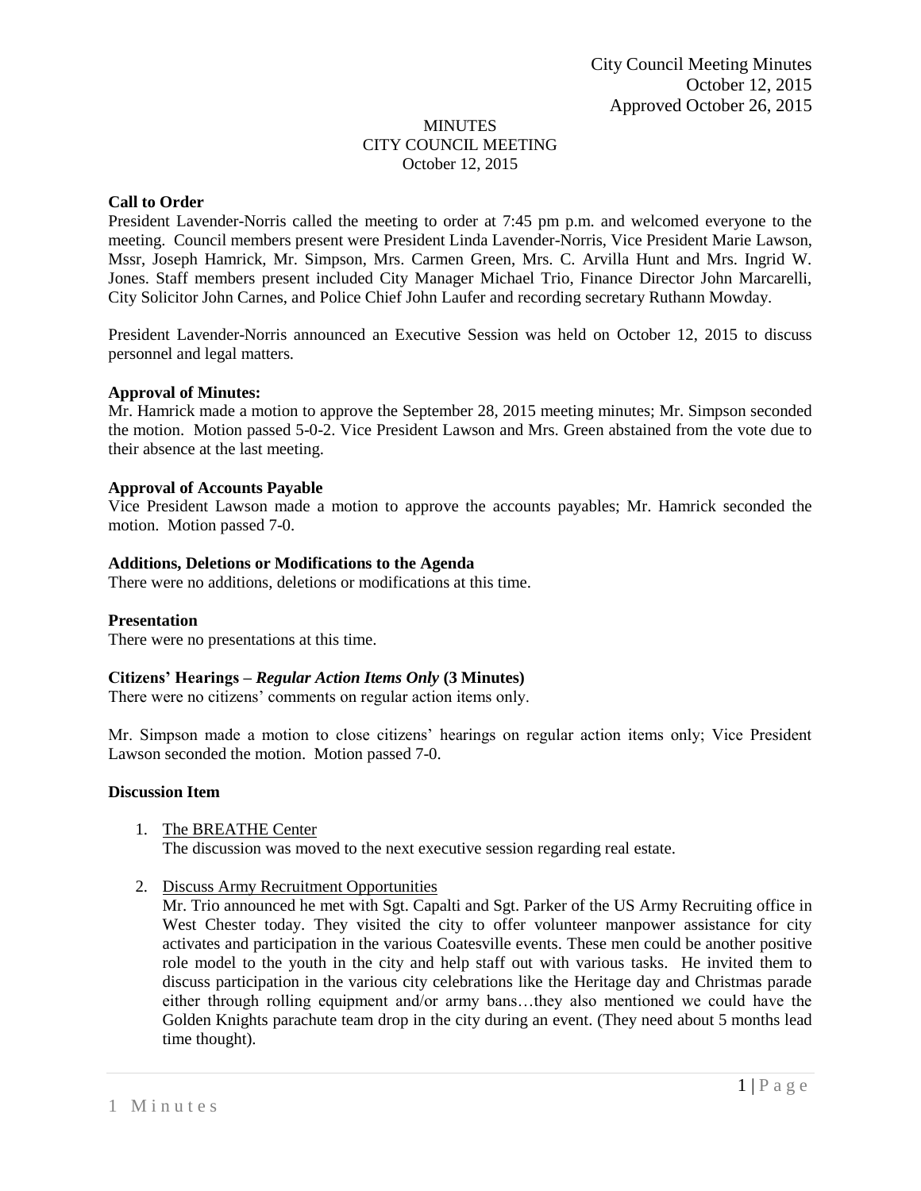City Council Meeting Minutes
October 12, 2015
Approved October 26, 2015

# MINUTES
## CITY COUNCIL MEETING
October 12, 2015

**Call to Order**

President Lavender-Norris called the meeting to order at 7:45 pm p.m. and welcomed everyone to the meeting. Council members present were President Linda Lavender-Norris, Vice President Marie Lawson, Mssr, Joseph Hamrick, Mr. Simpson, Mrs. Carmen Green, Mrs. C. Arvilla Hunt and Mrs. Ingrid W. Jones. Staff members present included City Manager Michael Trio, Finance Director John Marcarelli, City Solicitor John Carnes, and Police Chief John Laufer and recording secretary Ruthann Mowday.

President Lavender-Norris announced an Executive Session was held on October 12, 2015 to discuss personnel and legal matters.

**Approval of Minutes:**

Mr. Hamrick made a motion to approve the September 28, 2015 meeting minutes; Mr. Simpson seconded the motion. Motion passed 5-0-2. Vice President Lawson and Mrs. Green abstained from the vote due to their absence at the last meeting.

**Approval of Accounts Payable**

Vice President Lawson made a motion to approve the accounts payables; Mr. Hamrick seconded the motion. Motion passed 7-0.

**Additions, Deletions or Modifications to the Agenda**

There were no additions, deletions or modifications at this time.

**Presentation**

There were no presentations at this time.

**Citizens' Hearings –** ***Regular Action Items Only*** **(3 Minutes)**

There were no citizens' comments on regular action items only.

Mr. Simpson made a motion to close citizens' hearings on regular action items only; Vice President Lawson seconded the motion. Motion passed 7-0.

**Discussion Item**

1. The BREATHE Center
   The discussion was moved to the next executive session regarding real estate.

2. Discuss Army Recruitment Opportunities
   Mr. Trio announced he met with Sgt. Capalti and Sgt. Parker of the US Army Recruiting office in West Chester today. They visited the city to offer volunteer manpower assistance for city activates and participation in the various Coatesville events. These men could be another positive role model to the youth in the city and help staff out with various tasks. He invited them to discuss participation in the various city celebrations like the Heritage day and Christmas parade either through rolling equipment and/or army bans…they also mentioned we could have the Golden Knights parachute team drop in the city during an event. (They need about 5 months lead time thought).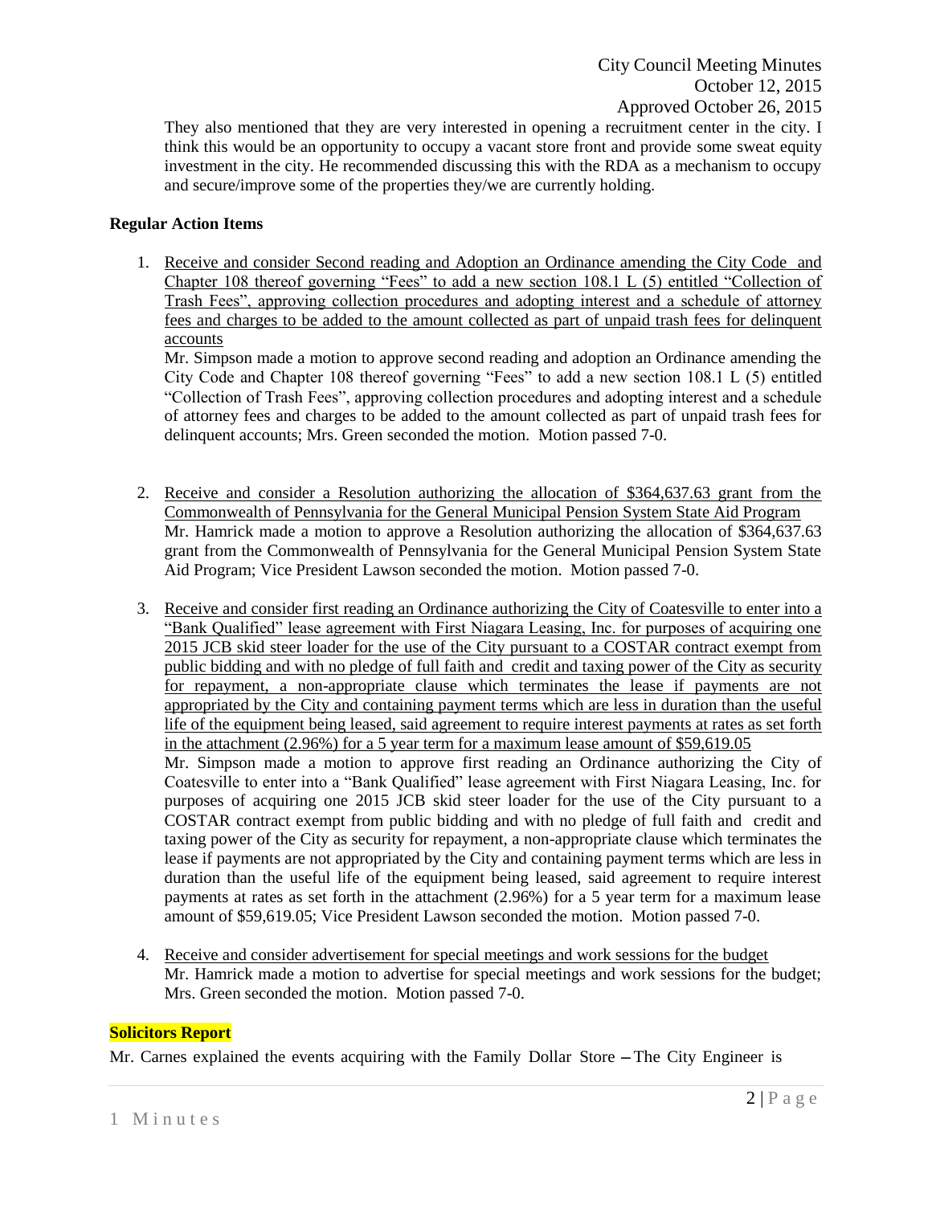They also mentioned that they are very interested in opening a recruitment center in the city. I think this would be an opportunity to occupy a vacant store front and provide some sweat equity investment in the city. He recommended discussing this with the RDA as a mechanism to occupy and secure/improve some of the properties they/we are currently holding.

**Regular Action Items**

1. Receive and consider Second reading and Adoption an Ordinance amending the City Code and Chapter 108 thereof governing "Fees" to add a new section 108.1 L (5) entitled "Collection of Trash Fees", approving collection procedures and adopting interest and a schedule of attorney fees and charges to be added to the amount collected as part of unpaid trash fees for delinquent accounts
   Mr. Simpson made a motion to approve second reading and adoption an Ordinance amending the City Code and Chapter 108 thereof governing "Fees" to add a new section 108.1 L (5) entitled "Collection of Trash Fees", approving collection procedures and adopting interest and a schedule of attorney fees and charges to be added to the amount collected as part of unpaid trash fees for delinquent accounts; Mrs. Green seconded the motion. Motion passed 7-0.

2. Receive and consider a Resolution authorizing the allocation of $364,637.63 grant from the Commonwealth of Pennsylvania for the General Municipal Pension System State Aid Program
   Mr. Hamrick made a motion to approve a Resolution authorizing the allocation of $364,637.63 grant from the Commonwealth of Pennsylvania for the General Municipal Pension System State Aid Program; Vice President Lawson seconded the motion. Motion passed 7-0.

3. Receive and consider first reading an Ordinance authorizing the City of Coatesville to enter into a "Bank Qualified" lease agreement with First Niagara Leasing, Inc. for purposes of acquiring one 2015 JCB skid steer loader for the use of the City pursuant to a COSTAR contract exempt from public bidding and with no pledge of full faith and credit and taxing power of the City as security for repayment, a non-appropriate clause which terminates the lease if payments are not appropriated by the City and containing payment terms which are less in duration than the useful life of the equipment being leased, said agreement to require interest payments at rates as set forth in the attachment (2.96%) for a 5 year term for a maximum lease amount of $59,619.05
   Mr. Simpson made a motion to approve first reading an Ordinance authorizing the City of Coatesville to enter into a "Bank Qualified" lease agreement with First Niagara Leasing, Inc. for purposes of acquiring one 2015 JCB skid steer loader for the use of the City pursuant to a COSTAR contract exempt from public bidding and with no pledge of full faith and credit and taxing power of the City as security for repayment, a non-appropriate clause which terminates the lease if payments are not appropriated by the City and containing payment terms which are less in duration than the useful life of the equipment being leased, said agreement to require interest payments at rates as set forth in the attachment (2.96%) for a 5 year term for a maximum lease amount of $59,619.05; Vice President Lawson seconded the motion. Motion passed 7-0.

4. Receive and consider advertisement for special meetings and work sessions for the budget
   Mr. Hamrick made a motion to advertise for special meetings and work sessions for the budget; Mrs. Green seconded the motion. Motion passed 7-0.

**Solicitors Report**

Mr. Carnes explained the events acquiring with the Family Dollar Store – The City Engineer is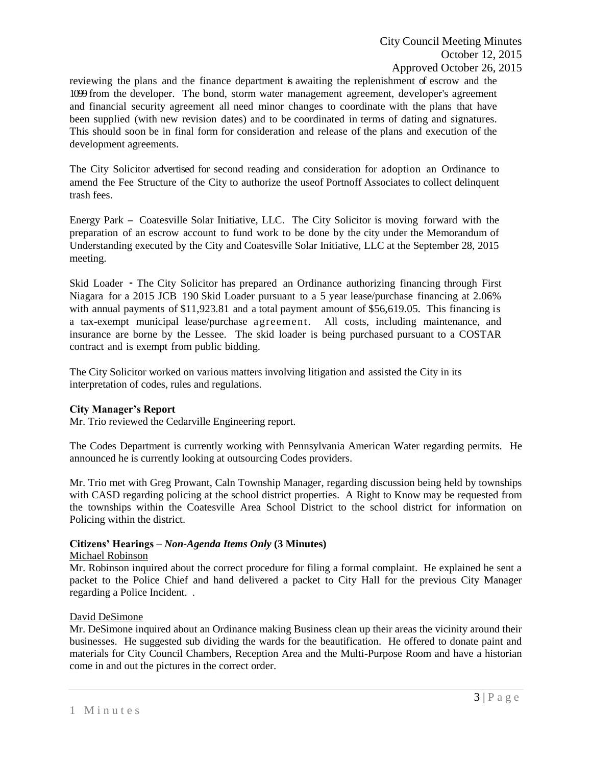reviewing the plans and the finance department is awaiting the replenishment of escrow and the 1099 from the developer. The bond, storm water management agreement, developer's agreement and financial security agreement all need minor changes to coordinate with the plans that have been supplied (with new revision dates) and to be coordinated in terms of dating and signatures. This should soon be in final form for consideration and release of the plans and execution of the development agreements.

The City Solicitor advertised for second reading and consideration for adoption an Ordinance to amend the Fee Structure of the City to authorize the useof Portnoff Associates to collect delinquent trash fees.

Energy Park – Coatesville Solar Initiative, LLC. The City Solicitor is moving forward with the preparation of an escrow account to fund work to be done by the city under the Memorandum of Understanding executed by the City and Coatesville Solar Initiative, LLC at the September 28, 2015 meeting.

Skid Loader - The City Solicitor has prepared an Ordinance authorizing financing through First Niagara for a 2015 JCB 190 Skid Loader pursuant to a 5 year lease/purchase financing at 2.06% with annual payments of $11,923.81 and a total payment amount of $56,619.05. This financing is a tax-exempt municipal lease/purchase agreement. All costs, including maintenance, and insurance are borne by the Lessee. The skid loader is being purchased pursuant to a COSTAR contract and is exempt from public bidding.

The City Solicitor worked on various matters involving litigation and assisted the City in its interpretation of codes, rules and regulations.

**City Manager's Report**
Mr. Trio reviewed the Cedarville Engineering report.

The Codes Department is currently working with Pennsylvania American Water regarding permits. He announced he is currently looking at outsourcing Codes providers.

Mr. Trio met with Greg Prowant, Caln Township Manager, regarding discussion being held by townships with CASD regarding policing at the school district properties. A Right to Know may be requested from the townships within the Coatesville Area School District to the school district for information on Policing within the district.

**Citizens' Hearings – *Non-Agenda Items Only* (3 Minutes)**

Michael Robinson
Mr. Robinson inquired about the correct procedure for filing a formal complaint. He explained he sent a packet to the Police Chief and hand delivered a packet to City Hall for the previous City Manager regarding a Police Incident. .

David DeSimone
Mr. DeSimone inquired about an Ordinance making Business clean up their areas the vicinity around their businesses. He suggested sub dividing the wards for the beautification. He offered to donate paint and materials for City Council Chambers, Reception Area and the Multi-Purpose Room and have a historian come in and out the pictures in the correct order.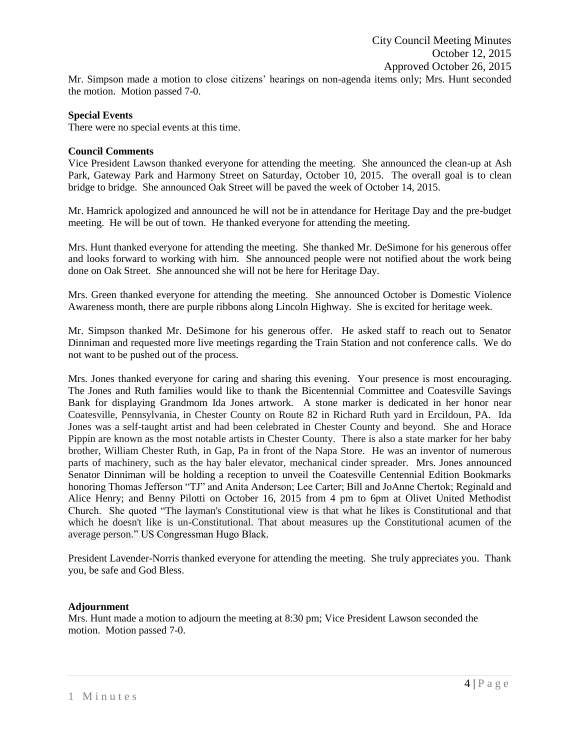Mr. Simpson made a motion to close citizens' hearings on non-agenda items only; Mrs. Hunt seconded the motion. Motion passed 7-0.

**Special Events**

There were no special events at this time.

**Council Comments**

Vice President Lawson thanked everyone for attending the meeting. She announced the clean-up at Ash Park, Gateway Park and Harmony Street on Saturday, October 10, 2015. The overall goal is to clean bridge to bridge. She announced Oak Street will be paved the week of October 14, 2015.

Mr. Hamrick apologized and announced he will not be in attendance for Heritage Day and the pre-budget meeting. He will be out of town. He thanked everyone for attending the meeting.

Mrs. Hunt thanked everyone for attending the meeting. She thanked Mr. DeSimone for his generous offer and looks forward to working with him. She announced people were not notified about the work being done on Oak Street. She announced she will not be here for Heritage Day.

Mrs. Green thanked everyone for attending the meeting. She announced October is Domestic Violence Awareness month, there are purple ribbons along Lincoln Highway. She is excited for heritage week.

Mr. Simpson thanked Mr. DeSimone for his generous offer. He asked staff to reach out to Senator Dinniman and requested more live meetings regarding the Train Station and not conference calls. We do not want to be pushed out of the process.

Mrs. Jones thanked everyone for caring and sharing this evening. Your presence is most encouraging. The Jones and Ruth families would like to thank the Bicentennial Committee and Coatesville Savings Bank for displaying Grandmom Ida Jones artwork. A stone marker is dedicated in her honor near Coatesville, Pennsylvania, in Chester County on Route 82 in Richard Ruth yard in Ercildoun, PA. Ida Jones was a self-taught artist and had been celebrated in Chester County and beyond. She and Horace Pippin are known as the most notable artists in Chester County. There is also a state marker for her baby brother, William Chester Ruth, in Gap, Pa in front of the Napa Store. He was an inventor of numerous parts of machinery, such as the hay baler elevator, mechanical cinder spreader. Mrs. Jones announced Senator Dinniman will be holding a reception to unveil the Coatesville Centennial Edition Bookmarks honoring Thomas Jefferson "TJ" and Anita Anderson; Lee Carter; Bill and JoAnne Chertok; Reginald and Alice Henry; and Benny Pilotti on October 16, 2015 from 4 pm to 6pm at Olivet United Methodist Church. She quoted "The layman's Constitutional view is that what he likes is Constitutional and that which he doesn't like is un-Constitutional. That about measures up the Constitutional acumen of the average person." US Congressman Hugo Black.

President Lavender-Norris thanked everyone for attending the meeting. She truly appreciates you. Thank you, be safe and God Bless.

**Adjournment**

Mrs. Hunt made a motion to adjourn the meeting at 8:30 pm; Vice President Lawson seconded the motion. Motion passed 7-0.